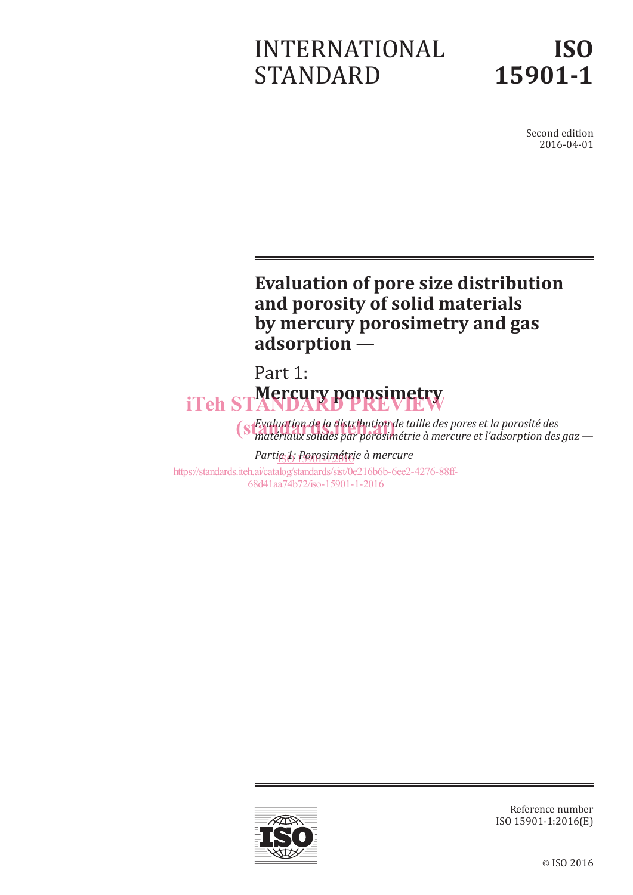# INTERNATIONAL STANDARD

# ISO 15901-1

Second edition
2016-04-01

## Evaluation of pore size distribution and porosity of solid materials by mercury porosimetry and gas adsorption —

## Part 1: **Mercury porosimetry**

*Evaluation de la distribution de taille des pores et la porosité des matériaux solides par porosimétrie à mercure et l'adsorption des gaz —*

*Partie 1: Porosimétrie à mercure*

iTeh STANDARD PREVIEW
(standards.iteh.ai)
ISO 15901-1:2016
https://standards.iteh.ai/catalog/standards/sist/0e216b6b-6ee2-4276-88ff-68d41aa74b72/iso-15901-1-2016

Reference number
ISO 15901-1:2016(E)

© ISO 2016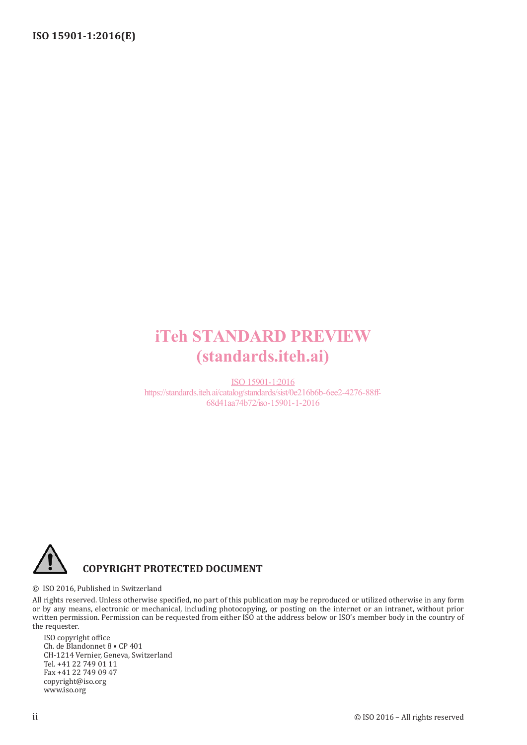iTeh STANDARD PREVIEW
(standards.iteh.ai)

ISO 15901-1:2016
https://standards.iteh.ai/catalog/standards/sist/0e216b6b-6ee2-4276-88ff-68d41aa74b72/iso-15901-1-2016

**COPYRIGHT PROTECTED DOCUMENT**

© ISO 2016, Published in Switzerland

All rights reserved. Unless otherwise specified, no part of this publication may be reproduced or utilized otherwise in any form or by any means, electronic or mechanical, including photocopying, or posting on the internet or an intranet, without prior written permission. Permission can be requested from either ISO at the address below or ISO's member body in the country of the requester.

ISO copyright office
Ch. de Blandonnet 8 • CP 401
CH-1214 Vernier, Geneva, Switzerland
Tel. +41 22 749 01 11
Fax +41 22 749 09 47
copyright@iso.org
www.iso.org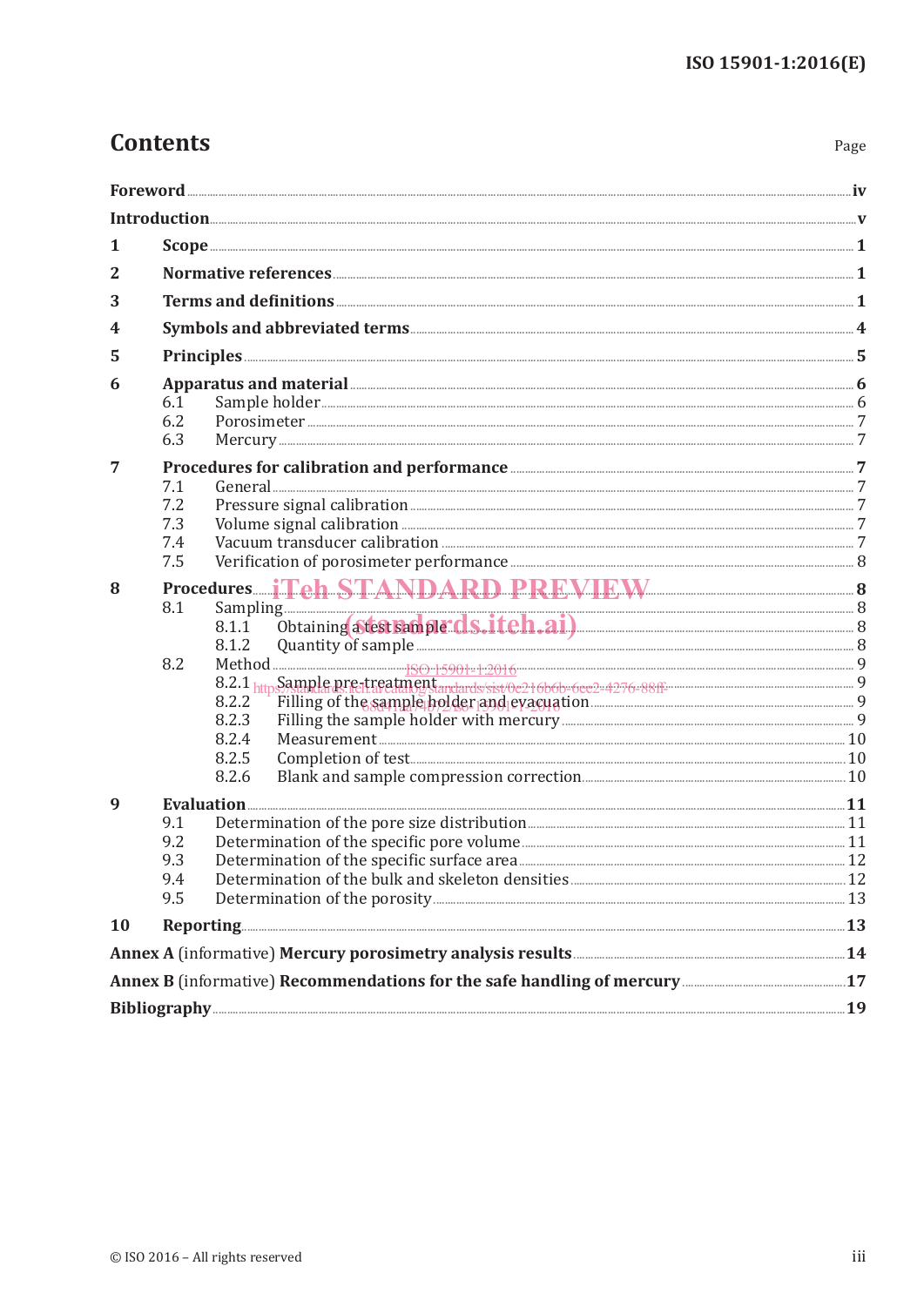# Contents

Page

| | | |
|---|---|---|
| **Foreword** | | **iv** |
| **Introduction** | | **v** |
| **1** | **Scope** | **1** |
| **2** | **Normative references** | **1** |
| **3** | **Terms and definitions** | **1** |
| **4** | **Symbols and abbreviated terms** | **4** |
| **5** | **Principles** | **5** |
| **6** | **Apparatus and material** | **6** |
| | 6.1 Sample holder | 6 |
| | 6.2 Porosimeter | 7 |
| | 6.3 Mercury | 7 |
| **7** | **Procedures for calibration and performance** | **7** |
| | 7.1 General | 7 |
| | 7.2 Pressure signal calibration | 7 |
| | 7.3 Volume signal calibration | 7 |
| | 7.4 Vacuum transducer calibration | 7 |
| | 7.5 Verification of porosimeter performance | 8 |
| **8** | **Procedures** | **8** |
| | 8.1 Sampling | 8 |
| | 8.1.1 Obtaining a test sample | 8 |
| | 8.1.2 Quantity of sample | 8 |
| | 8.2 Method | 9 |
| | 8.2.1 Sample pre-treatment | 9 |
| | 8.2.2 Filling of the sample holder and evacuation | 9 |
| | 8.2.3 Filling the sample holder with mercury | 9 |
| | 8.2.4 Measurement | 10 |
| | 8.2.5 Completion of test | 10 |
| | 8.2.6 Blank and sample compression correction | 10 |
| **9** | **Evaluation** | **11** |
| | 9.1 Determination of the pore size distribution | 11 |
| | 9.2 Determination of the specific pore volume | 11 |
| | 9.3 Determination of the specific surface area | 12 |
| | 9.4 Determination of the bulk and skeleton densities | 12 |
| | 9.5 Determination of the porosity | 13 |
| **10** | **Reporting** | **13** |
| **Annex A** (informative) **Mercury porosimetry analysis results** | | **14** |
| **Annex B** (informative) **Recommendations for the safe handling of mercury** | | **17** |
| **Bibliography** | | **19** |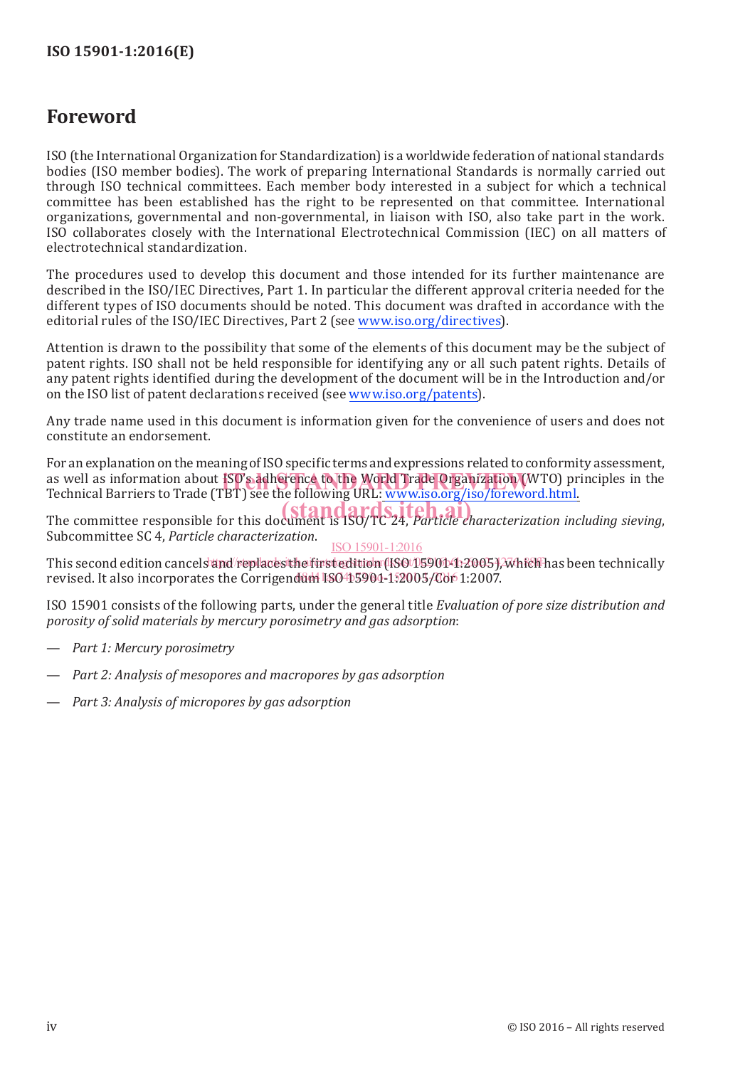# Foreword

ISO (the International Organization for Standardization) is a worldwide federation of national standards bodies (ISO member bodies). The work of preparing International Standards is normally carried out through ISO technical committees. Each member body interested in a subject for which a technical committee has been established has the right to be represented on that committee. International organizations, governmental and non-governmental, in liaison with ISO, also take part in the work. ISO collaborates closely with the International Electrotechnical Commission (IEC) on all matters of electrotechnical standardization.

The procedures used to develop this document and those intended for its further maintenance are described in the ISO/IEC Directives, Part 1. In particular the different approval criteria needed for the different types of ISO documents should be noted. This document was drafted in accordance with the editorial rules of the ISO/IEC Directives, Part 2 (see www.iso.org/directives).

Attention is drawn to the possibility that some of the elements of this document may be the subject of patent rights. ISO shall not be held responsible for identifying any or all such patent rights. Details of any patent rights identified during the development of the document will be in the Introduction and/or on the ISO list of patent declarations received (see www.iso.org/patents).

Any trade name used in this document is information given for the convenience of users and does not constitute an endorsement.

For an explanation on the meaning of ISO specific terms and expressions related to conformity assessment, as well as information about ISO's adherence to the World Trade Organization (WTO) principles in the Technical Barriers to Trade (TBT) see the following URL: www.iso.org/iso/foreword.html.

The committee responsible for this document is ISO/TC 24, *Particle characterization including sieving*, Subcommittee SC 4, *Particle characterization*.

This second edition cancels and replaces the first edition (ISO 15901-1:2005), which has been technically revised. It also incorporates the Corrigendum ISO 15901-1:2005/Cor 1:2007.

ISO 15901 consists of the following parts, under the general title *Evaluation of pore size distribution and porosity of solid materials by mercury porosimetry and gas adsorption*:

— *Part 1: Mercury porosimetry*

— *Part 2: Analysis of mesopores and macropores by gas adsorption*

— *Part 3: Analysis of micropores by gas adsorption*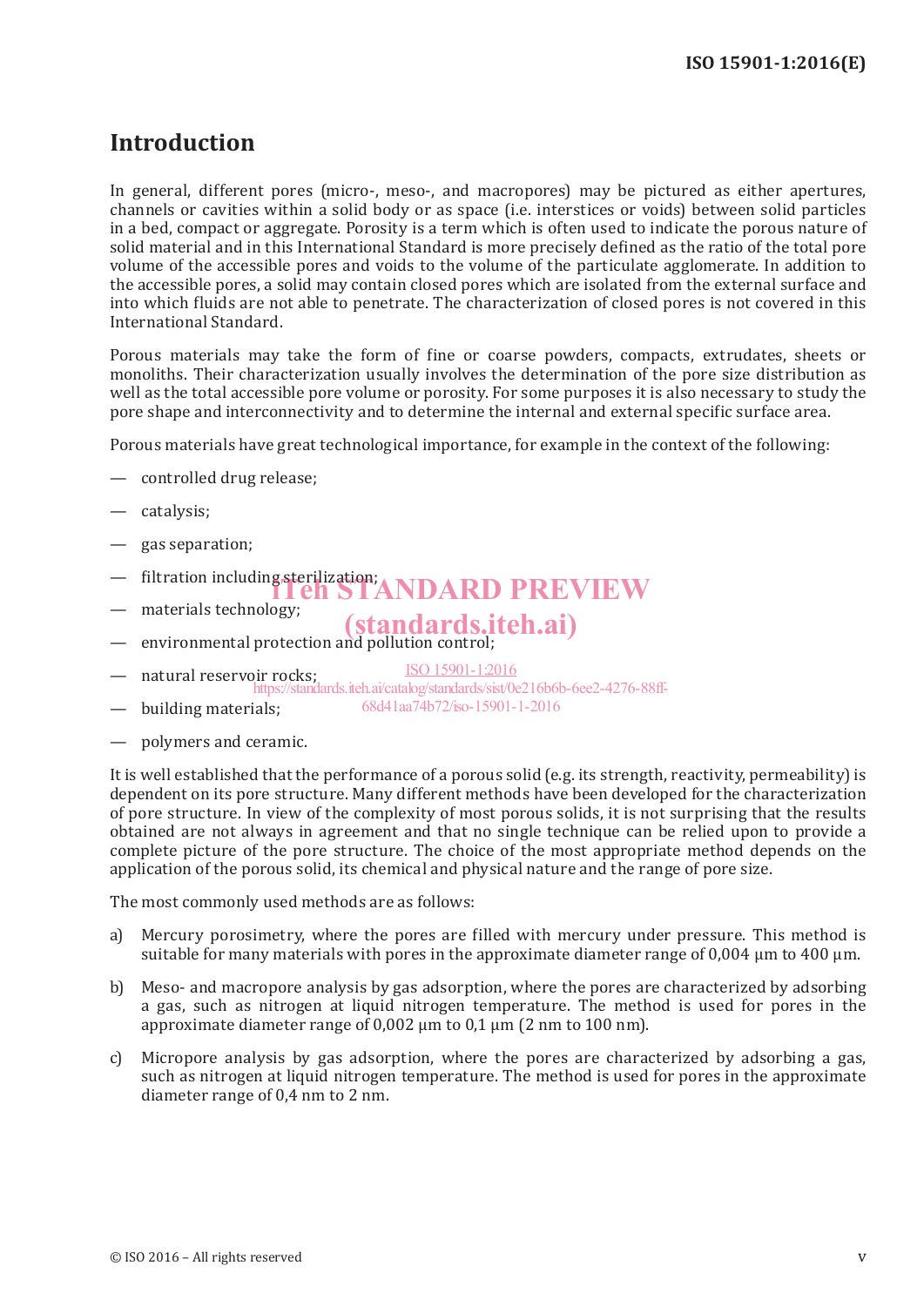# Introduction

In general, different pores (micro-, meso-, and macropores) may be pictured as either apertures, channels or cavities within a solid body or as space (i.e. interstices or voids) between solid particles in a bed, compact or aggregate. Porosity is a term which is often used to indicate the porous nature of solid material and in this International Standard is more precisely defined as the ratio of the total pore volume of the accessible pores and voids to the volume of the particulate agglomerate. In addition to the accessible pores, a solid may contain closed pores which are isolated from the external surface and into which fluids are not able to penetrate. The characterization of closed pores is not covered in this International Standard.

Porous materials may take the form of fine or coarse powders, compacts, extrudates, sheets or monoliths. Their characterization usually involves the determination of the pore size distribution as well as the total accessible pore volume or porosity. For some purposes it is also necessary to study the pore shape and interconnectivity and to determine the internal and external specific surface area.

Porous materials have great technological importance, for example in the context of the following:

— controlled drug release;

— catalysis;

— gas separation;

— filtration including sterilization;

— materials technology;

— environmental protection and pollution control;

— natural reservoir rocks;

— building materials;

— polymers and ceramic.

It is well established that the performance of a porous solid (e.g. its strength, reactivity, permeability) is dependent on its pore structure. Many different methods have been developed for the characterization of pore structure. In view of the complexity of most porous solids, it is not surprising that the results obtained are not always in agreement and that no single technique can be relied upon to provide a complete picture of the pore structure. The choice of the most appropriate method depends on the application of the porous solid, its chemical and physical nature and the range of pore size.

The most commonly used methods are as follows:

a) Mercury porosimetry, where the pores are filled with mercury under pressure. This method is suitable for many materials with pores in the approximate diameter range of 0,004 µm to 400 µm.

b) Meso- and macropore analysis by gas adsorption, where the pores are characterized by adsorbing a gas, such as nitrogen at liquid nitrogen temperature. The method is used for pores in the approximate diameter range of 0,002 µm to 0,1 µm (2 nm to 100 nm).

c) Micropore analysis by gas adsorption, where the pores are characterized by adsorbing a gas, such as nitrogen at liquid nitrogen temperature. The method is used for pores in the approximate diameter range of 0,4 nm to 2 nm.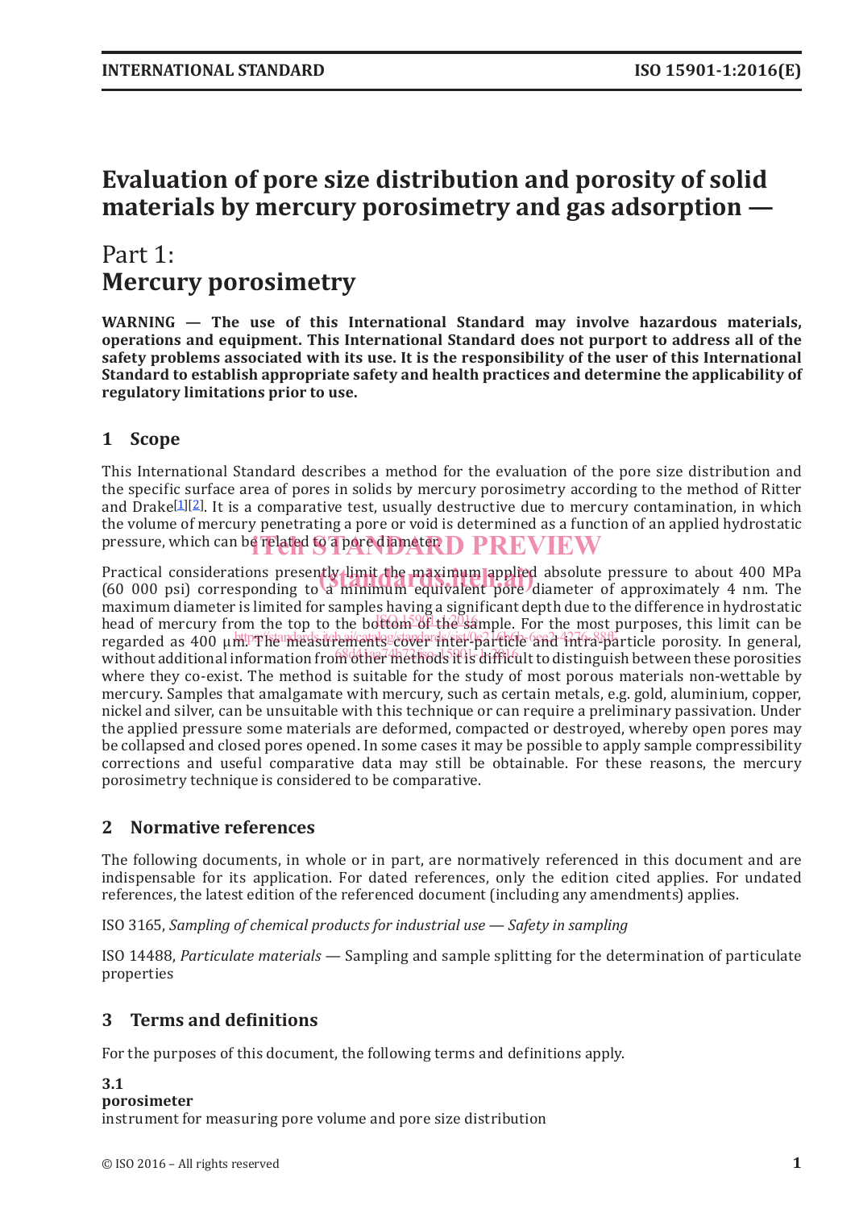# Evaluation of pore size distribution and porosity of solid materials by mercury porosimetry and gas adsorption —

## Part 1: Mercury porosimetry

**WARNING — The use of this International Standard may involve hazardous materials, operations and equipment. This International Standard does not purport to address all of the safety problems associated with its use. It is the responsibility of the user of this International Standard to establish appropriate safety and health practices and determine the applicability of regulatory limitations prior to use.**

## 1 Scope

This International Standard describes a method for the evaluation of the pore size distribution and the specific surface area of pores in solids by mercury porosimetry according to the method of Ritter and Drake[1][2]. It is a comparative test, usually destructive due to mercury contamination, in which the volume of mercury penetrating a pore or void is determined as a function of an applied hydrostatic pressure, which can be related to a pore diameter.

Practical considerations presently limit the maximum applied absolute pressure to about 400 MPa (60 000 psi) corresponding to a minimum equivalent pore diameter of approximately 4 nm. The maximum diameter is limited for samples having a significant depth due to the difference in hydrostatic head of mercury from the top to the bottom of the sample. For the most purposes, this limit can be regarded as 400 µm. The measurements cover inter-particle and intra-particle porosity. In general, without additional information from other methods it is difficult to distinguish between these porosities where they co-exist. The method is suitable for the study of most porous materials non-wettable by mercury. Samples that amalgamate with mercury, such as certain metals, e.g. gold, aluminium, copper, nickel and silver, can be unsuitable with this technique or can require a preliminary passivation. Under the applied pressure some materials are deformed, compacted or destroyed, whereby open pores may be collapsed and closed pores opened. In some cases it may be possible to apply sample compressibility corrections and useful comparative data may still be obtainable. For these reasons, the mercury porosimetry technique is considered to be comparative.

## 2 Normative references

The following documents, in whole or in part, are normatively referenced in this document and are indispensable for its application. For dated references, only the edition cited applies. For undated references, the latest edition of the referenced document (including any amendments) applies.

ISO 3165, *Sampling of chemical products for industrial use — Safety in sampling*

ISO 14488, *Particulate materials* — Sampling and sample splitting for the determination of particulate properties

## 3 Terms and definitions

For the purposes of this document, the following terms and definitions apply.

**3.1**
**porosimeter**
instrument for measuring pore volume and pore size distribution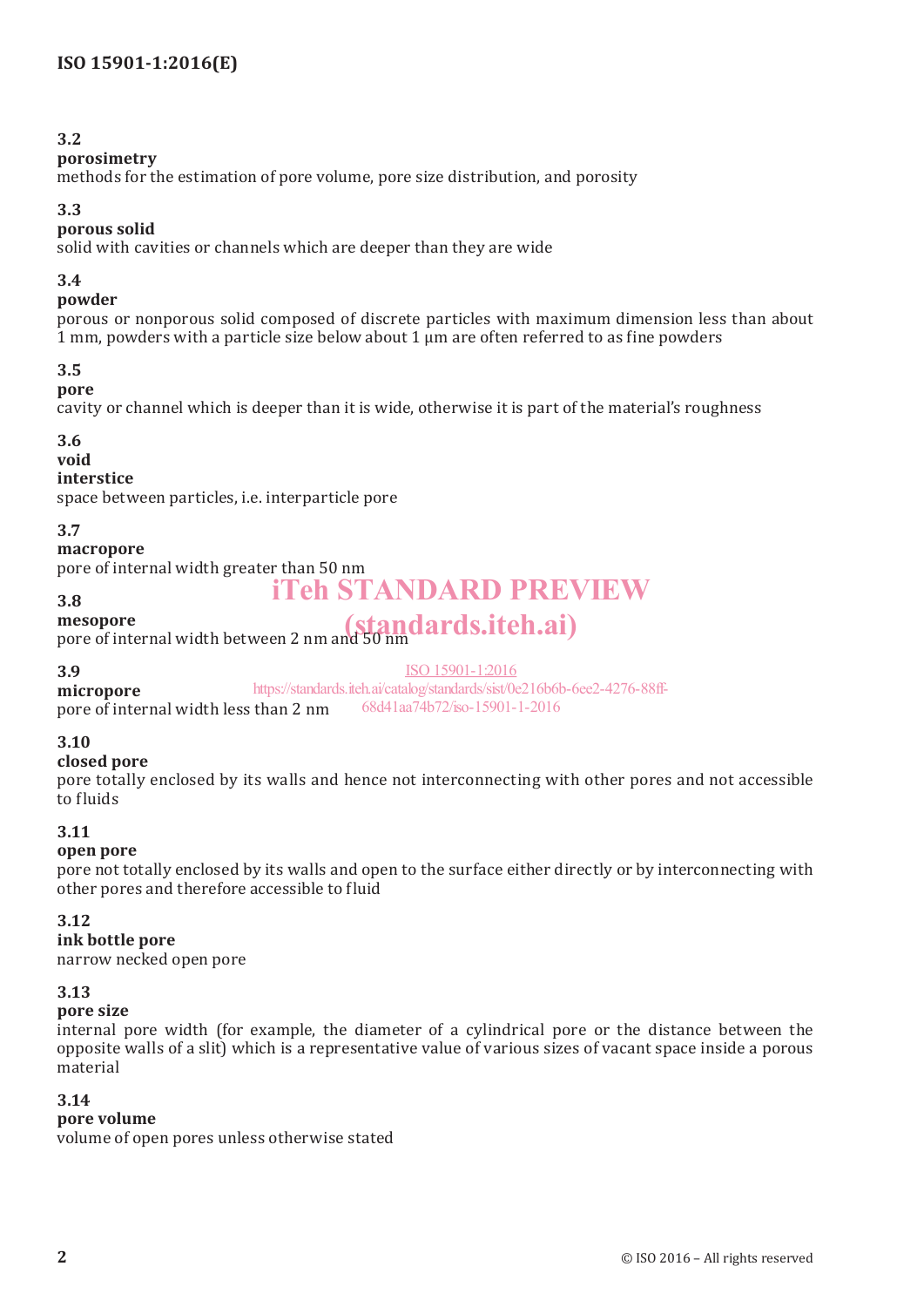**3.2**

**porosimetry**

methods for the estimation of pore volume, pore size distribution, and porosity

**3.3**

**porous solid**

solid with cavities or channels which are deeper than they are wide

**3.4**

**powder**

porous or nonporous solid composed of discrete particles with maximum dimension less than about 1 mm, powders with a particle size below about 1 µm are often referred to as fine powders

**3.5**

**pore**

cavity or channel which is deeper than it is wide, otherwise it is part of the material's roughness

**3.6**

**void**

**interstice**

space between particles, i.e. interparticle pore

**3.7**

**macropore**

pore of internal width greater than 50 nm

**3.8**

**mesopore**

pore of internal width between 2 nm and 50 nm

**3.9**

**micropore**

pore of internal width less than 2 nm

**3.10**

**closed pore**

pore totally enclosed by its walls and hence not interconnecting with other pores and not accessible to fluids

**3.11**

**open pore**

pore not totally enclosed by its walls and open to the surface either directly or by interconnecting with other pores and therefore accessible to fluid

**3.12**

**ink bottle pore**

narrow necked open pore

**3.13**

**pore size**

internal pore width (for example, the diameter of a cylindrical pore or the distance between the opposite walls of a slit) which is a representative value of various sizes of vacant space inside a porous material

**3.14**

**pore volume**

volume of open pores unless otherwise stated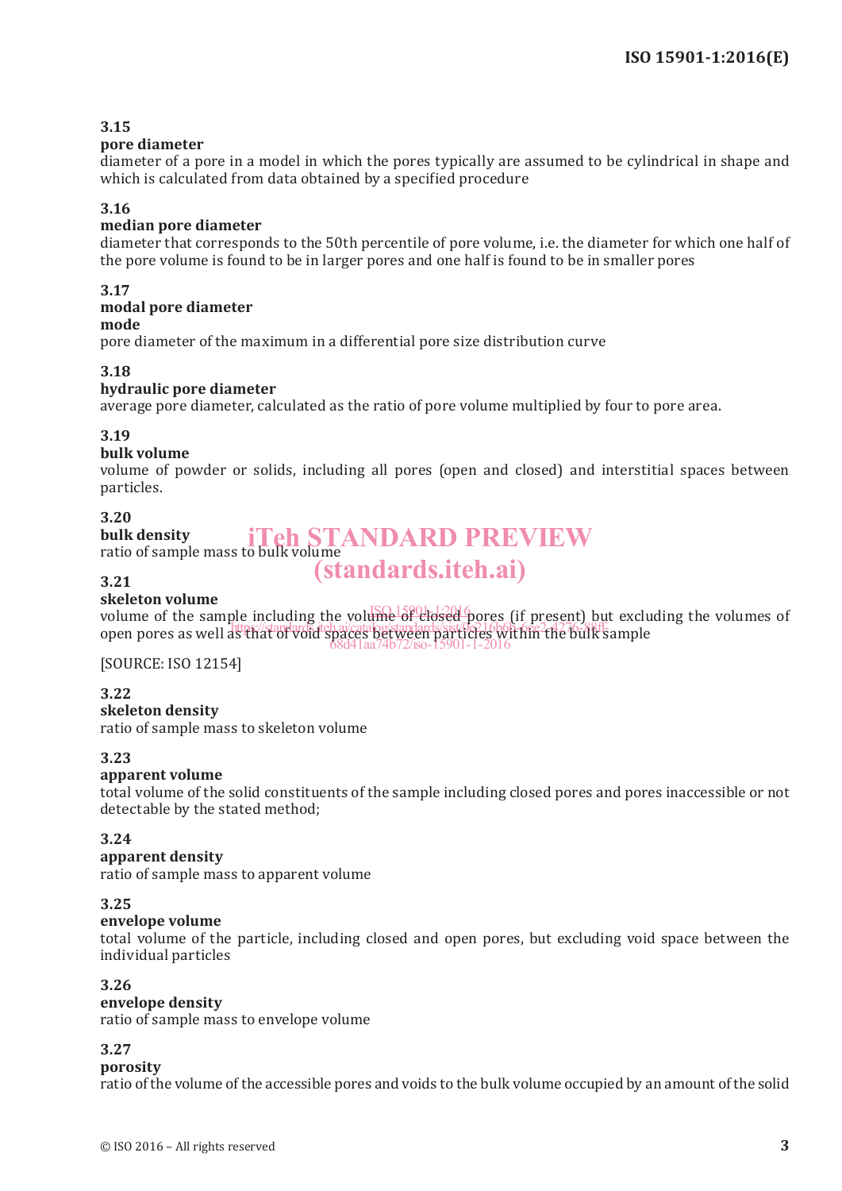**3.15**
**pore diameter**
diameter of a pore in a model in which the pores typically are assumed to be cylindrical in shape and which is calculated from data obtained by a specified procedure

**3.16**
**median pore diameter**
diameter that corresponds to the 50th percentile of pore volume, i.e. the diameter for which one half of the pore volume is found to be in larger pores and one half is found to be in smaller pores

**3.17**
**modal pore diameter**
**mode**
pore diameter of the maximum in a differential pore size distribution curve

**3.18**
**hydraulic pore diameter**
average pore diameter, calculated as the ratio of pore volume multiplied by four to pore area.

**3.19**
**bulk volume**
volume of powder or solids, including all pores (open and closed) and interstitial spaces between particles.

**3.20**
**bulk density**
ratio of sample mass to bulk volume

**3.21**
**skeleton volume**
volume of the sample including the volume of closed pores (if present) but excluding the volumes of open pores as well as that of void spaces between particles within the bulk sample

[SOURCE: ISO 12154]

**3.22**
**skeleton density**
ratio of sample mass to skeleton volume

**3.23**
**apparent volume**
total volume of the solid constituents of the sample including closed pores and pores inaccessible or not detectable by the stated method;

**3.24**
**apparent density**
ratio of sample mass to apparent volume

**3.25**
**envelope volume**
total volume of the particle, including closed and open pores, but excluding void space between the individual particles

**3.26**
**envelope density**
ratio of sample mass to envelope volume

**3.27**
**porosity**
ratio of the volume of the accessible pores and voids to the bulk volume occupied by an amount of the solid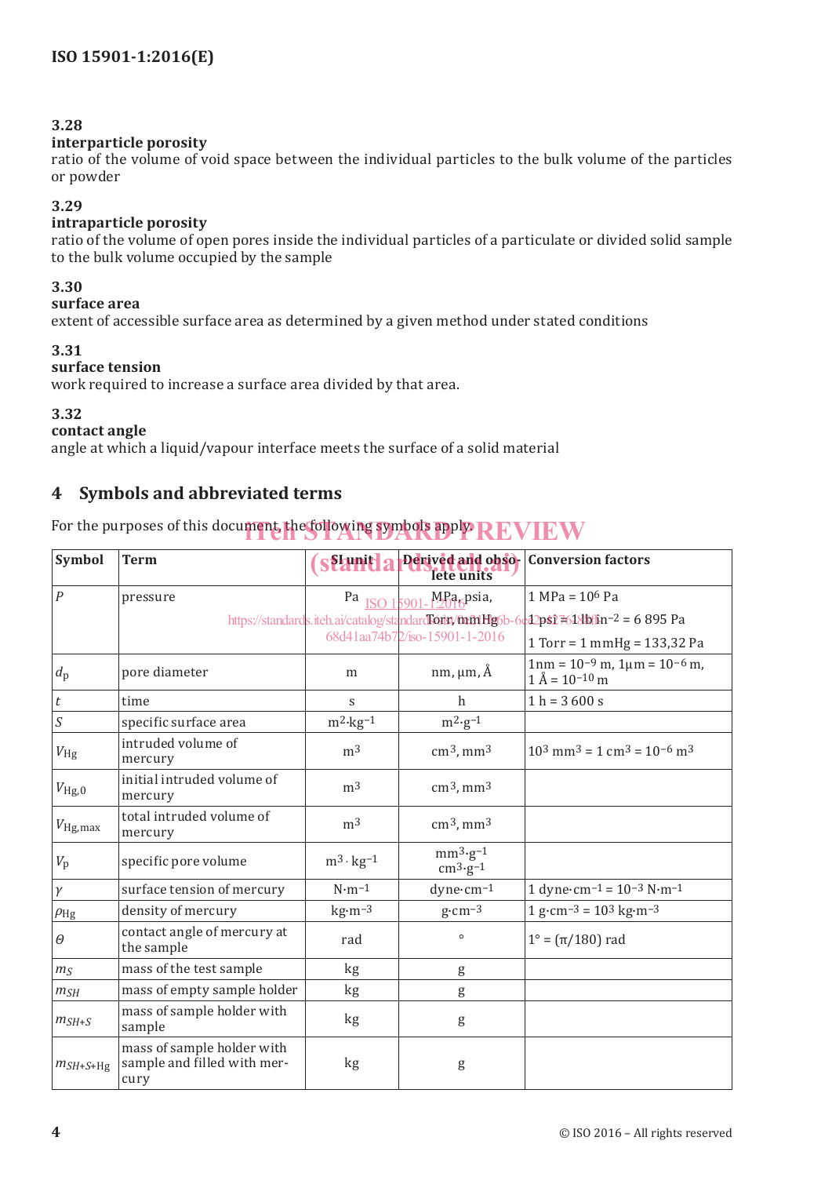### 3.28
**interparticle porosity**
ratio of the volume of void space between the individual particles to the bulk volume of the particles or powder

### 3.29
**intraparticle porosity**
ratio of the volume of open pores inside the individual particles of a particulate or divided solid sample to the bulk volume occupied by the sample

### 3.30
**surface area**
extent of accessible surface area as determined by a given method under stated conditions

### 3.31
**surface tension**
work required to increase a surface area divided by that area.

### 3.32
**contact angle**
angle at which a liquid/vapour interface meets the surface of a solid material

## 4 Symbols and abbreviated terms

For the purposes of this document, the following symbols apply.

| Symbol | Term | SI unit | Derived and obsolete units | Conversion factors |
|---|---|---|---|---|
| $P$ | pressure | Pa | MPa, psia, Torr, mmHg | 1 MPa = $10^6$ Pa<br>1 psi = 1 lb in$^{-2}$ = 6 895 Pa<br>1 Torr = 1 mmHg = 133,32 Pa |
| $d_p$ | pore diameter | m | nm, µm, Å | 1nm = $10^{-9}$ m, 1µm = $10^{-6}$ m,<br>1 Å = $10^{-10}$ m |
| $t$ | time | s | h | 1 h = 3 600 s |
| $S$ | specific surface area | $m^2 \cdot kg^{-1}$ | $m^2 \cdot g^{-1}$ | |
| $V_{Hg}$ | intruded volume of mercury | $m^3$ | $cm^3$, $mm^3$ | $10^3$ $mm^3$ = 1 $cm^3$ = $10^{-6}$ $m^3$ |
| $V_{Hg,0}$ | initial intruded volume of mercury | $m^3$ | $cm^3$, $mm^3$ | |
| $V_{Hg,max}$ | total intruded volume of mercury | $m^3$ | $cm^3$, $mm^3$ | |
| $V_p$ | specific pore volume | $m^3 \cdot kg^{-1}$ | $mm^3 \cdot g^{-1}$<br>$cm^3 \cdot g^{-1}$ | |
| $\gamma$ | surface tension of mercury | $N \cdot m^{-1}$ | $dyne \cdot cm^{-1}$ | 1 $dyne \cdot cm^{-1}$ = $10^{-3}$ $N \cdot m^{-1}$ |
| $\rho_{Hg}$ | density of mercury | $kg \cdot m^{-3}$ | $g \cdot cm^{-3}$ | 1 $g \cdot cm^{-3}$ = $10^3$ $kg \cdot m^{-3}$ |
| $\theta$ | contact angle of mercury at the sample | rad | ° | 1° = (π/180) rad |
| $m_S$ | mass of the test sample | kg | g | |
| $m_{SH}$ | mass of empty sample holder | kg | g | |
| $m_{SH+S}$ | mass of sample holder with sample | kg | g | |
| $m_{SH+S+Hg}$ | mass of sample holder with sample and filled with mercury | kg | g | |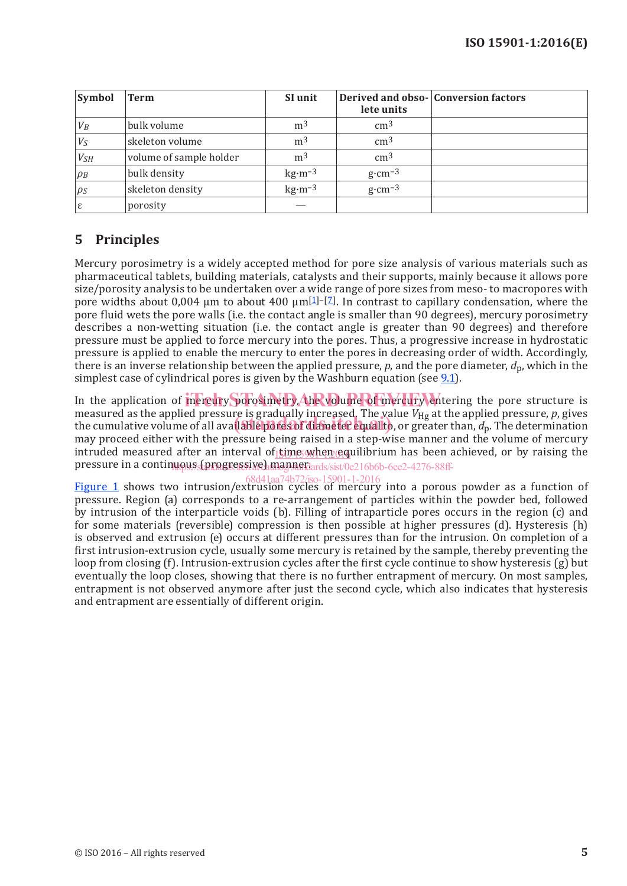| Symbol | Term | SI unit | Derived and obsolete units | Conversion factors |
|---|---|---|---|---|
| $V_B$ | bulk volume | $m^3$ | $cm^3$ | |
| $V_S$ | skeleton volume | $m^3$ | $cm^3$ | |
| $V_{SH}$ | volume of sample holder | $m^3$ | $cm^3$ | |
| $\rho_B$ | bulk density | $kg \cdot m^{-3}$ | $g \cdot cm^{-3}$ | |
| $\rho_S$ | skeleton density | $kg \cdot m^{-3}$ | $g \cdot cm^{-3}$ | |
| ε | porosity | — | | |

## 5 Principles

Mercury porosimetry is a widely accepted method for pore size analysis of various materials such as pharmaceutical tablets, building materials, catalysts and their supports, mainly because it allows pore size/porosity analysis to be undertaken over a wide range of pore sizes from meso- to macropores with pore widths about 0,004 µm to about 400 µm[1]-[7]. In contrast to capillary condensation, where the pore fluid wets the pore walls (i.e. the contact angle is smaller than 90 degrees), mercury porosimetry describes a non-wetting situation (i.e. the contact angle is greater than 90 degrees) and therefore pressure must be applied to force mercury into the pores. Thus, a progressive increase in hydrostatic pressure is applied to enable the mercury to enter the pores in decreasing order of width. Accordingly, there is an inverse relationship between the applied pressure, $p$, and the pore diameter, $d_p$, which in the simplest case of cylindrical pores is given by the Washburn equation (see 9.1).

In the application of mercury porosimetry, the volume of mercury entering the pore structure is measured as the applied pressure is gradually increased. The value $V_{Hg}$ at the applied pressure, $p$, gives the cumulative volume of all available pores of diameter equal to, or greater than, $d_p$. The determination may proceed either with the pressure being raised in a step-wise manner and the volume of mercury intruded measured after an interval of time when equilibrium has been achieved, or by raising the pressure in a continuous (progressive) manner.

Figure 1 shows two intrusion/extrusion cycles of mercury into a porous powder as a function of pressure. Region (a) corresponds to a re-arrangement of particles within the powder bed, followed by intrusion of the interparticle voids (b). Filling of intraparticle pores occurs in the region (c) and for some materials (reversible) compression is then possible at higher pressures (d). Hysteresis (h) is observed and extrusion (e) occurs at different pressures than for the intrusion. On completion of a first intrusion-extrusion cycle, usually some mercury is retained by the sample, thereby preventing the loop from closing (f). Intrusion-extrusion cycles after the first cycle continue to show hysteresis (g) but eventually the loop closes, showing that there is no further entrapment of mercury. On most samples, entrapment is not observed anymore after just the second cycle, which also indicates that hysteresis and entrapment are essentially of different origin.